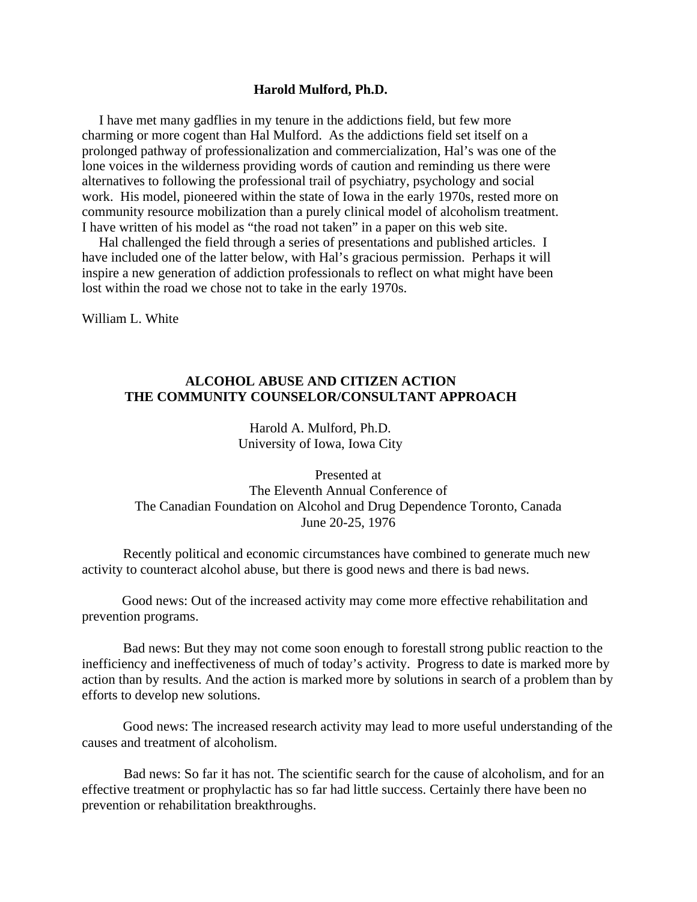**Harold Mulford, Ph.D.**

I have met many gadflies in my tenure in the addictions field, but few more charming or more cogent than Hal Mulford. As the addictions field set itself on a prolonged pathway of professionalization and commercialization, Hal's was one of the lone voices in the wilderness providing words of caution and reminding us there were alternatives to following the professional trail of psychiatry, psychology and social work. His model, pioneered within the state of Iowa in the early 1970s, rested more on community resource mobilization than a purely clinical model of alcoholism treatment. I have written of his model as "the road not taken" in a paper on this web site.

Hal challenged the field through a series of presentations and published articles. I have included one of the latter below, with Hal's gracious permission. Perhaps it will inspire a new generation of addiction professionals to reflect on what might have been lost within the road we chose not to take in the early 1970s.

William L. White

# ALCOHOL ABUSE AND CITIZEN ACTION THE COMMUNITY COUNSELOR/CONSULTANT APPROACH

Harold A. Mulford, Ph.D.
University of Iowa, Iowa City

Presented at
The Eleventh Annual Conference of
The Canadian Foundation on Alcohol and Drug Dependence Toronto, Canada
June 20-25, 1976

Recently political and economic circumstances have combined to generate much new activity to counteract alcohol abuse, but there is good news and there is bad news.

Good news: Out of the increased activity may come more effective rehabilitation and prevention programs.

Bad news: But they may not come soon enough to forestall strong public reaction to the inefficiency and ineffectiveness of much of today's activity. Progress to date is marked more by action than by results. And the action is marked more by solutions in search of a problem than by efforts to develop new solutions.

Good news: The increased research activity may lead to more useful understanding of the causes and treatment of alcoholism.

Bad news: So far it has not. The scientific search for the cause of alcoholism, and for an effective treatment or prophylactic has so far had little success. Certainly there have been no prevention or rehabilitation breakthroughs.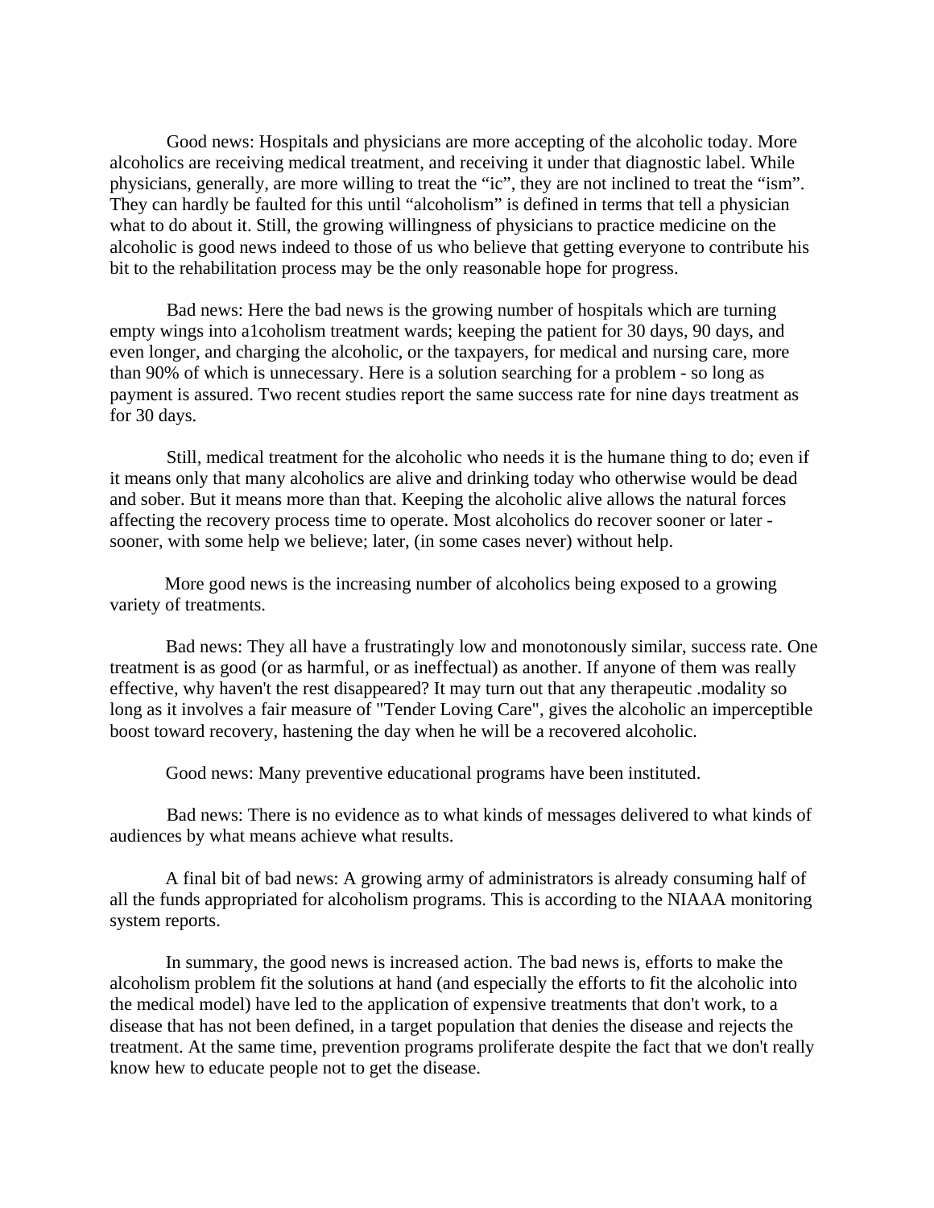Good news: Hospitals and physicians are more accepting of the alcoholic today. More alcoholics are receiving medical treatment, and receiving it under that diagnostic label. While physicians, generally, are more willing to treat the "ic", they are not inclined to treat the "ism". They can hardly be faulted for this until "alcoholism" is defined in terms that tell a physician what to do about it. Still, the growing willingness of physicians to practice medicine on the alcoholic is good news indeed to those of us who believe that getting everyone to contribute his bit to the rehabilitation process may be the only reasonable hope for progress.

Bad news: Here the bad news is the growing number of hospitals which are turning empty wings into a1coholism treatment wards; keeping the patient for 30 days, 90 days, and even longer, and charging the alcoholic, or the taxpayers, for medical and nursing care, more than 90% of which is unnecessary. Here is a solution searching for a problem - so long as payment is assured. Two recent studies report the same success rate for nine days treatment as for 30 days.

Still, medical treatment for the alcoholic who needs it is the humane thing to do; even if it means only that many alcoholics are alive and drinking today who otherwise would be dead and sober. But it means more than that. Keeping the alcoholic alive allows the natural forces affecting the recovery process time to operate. Most alcoholics do recover sooner or later - sooner, with some help we believe; later, (in some cases never) without help.

More good news is the increasing number of alcoholics being exposed to a growing variety of treatments.

Bad news: They all have a frustratingly low and monotonously similar, success rate. One treatment is as good (or as harmful, or as ineffectual) as another. If anyone of them was really effective, why haven't the rest disappeared? It may turn out that any therapeutic .modality so long as it involves a fair measure of "Tender Loving Care", gives the alcoholic an imperceptible boost toward recovery, hastening the day when he will be a recovered alcoholic.

Good news: Many preventive educational programs have been instituted.

Bad news: There is no evidence as to what kinds of messages delivered to what kinds of audiences by what means achieve what results.

A final bit of bad news: A growing army of administrators is already consuming half of all the funds appropriated for alcoholism programs. This is according to the NIAAA monitoring system reports.

In summary, the good news is increased action. The bad news is, efforts to make the alcoholism problem fit the solutions at hand (and especially the efforts to fit the alcoholic into the medical model) have led to the application of expensive treatments that don't work, to a disease that has not been defined, in a target population that denies the disease and rejects the treatment. At the same time, prevention programs proliferate despite the fact that we don't really know hew to educate people not to get the disease.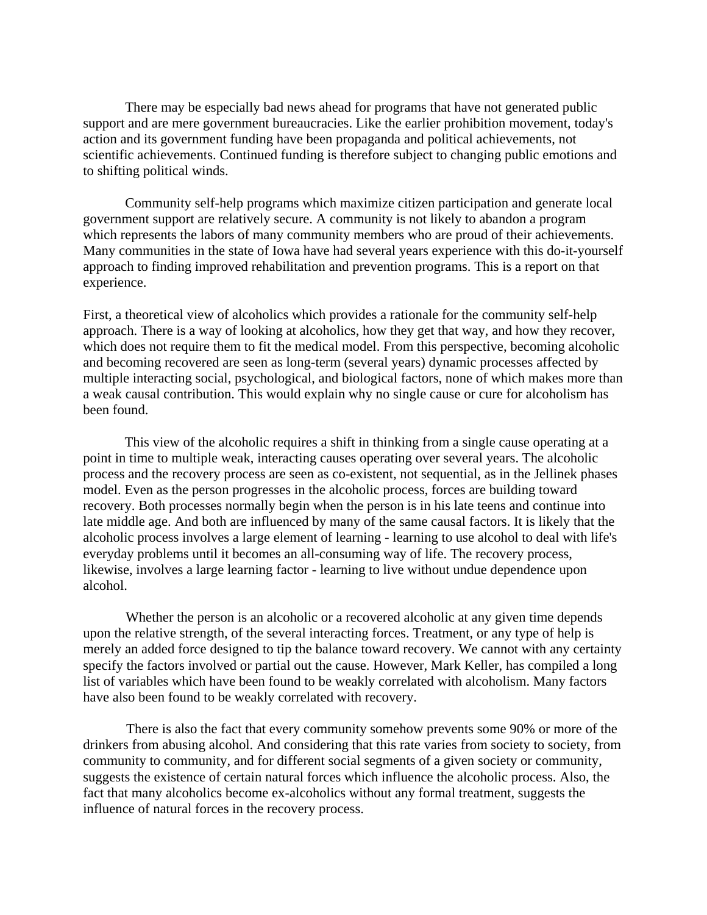There may be especially bad news ahead for programs that have not generated public support and are mere government bureaucracies. Like the earlier prohibition movement, today's action and its government funding have been propaganda and political achievements, not scientific achievements. Continued funding is therefore subject to changing public emotions and to shifting political winds.

Community self-help programs which maximize citizen participation and generate local government support are relatively secure. A community is not likely to abandon a program which represents the labors of many community members who are proud of their achievements. Many communities in the state of Iowa have had several years experience with this do-it-yourself approach to finding improved rehabilitation and prevention programs. This is a report on that experience.

First, a theoretical view of alcoholics which provides a rationale for the community self-help approach. There is a way of looking at alcoholics, how they get that way, and how they recover, which does not require them to fit the medical model. From this perspective, becoming alcoholic and becoming recovered are seen as long-term (several years) dynamic processes affected by multiple interacting social, psychological, and biological factors, none of which makes more than a weak causal contribution. This would explain why no single cause or cure for alcoholism has been found.

This view of the alcoholic requires a shift in thinking from a single cause operating at a point in time to multiple weak, interacting causes operating over several years. The alcoholic process and the recovery process are seen as co-existent, not sequential, as in the Jellinek phases model. Even as the person progresses in the alcoholic process, forces are building toward recovery. Both processes normally begin when the person is in his late teens and continue into late middle age. And both are influenced by many of the same causal factors. It is likely that the alcoholic process involves a large element of learning - learning to use alcohol to deal with life's everyday problems until it becomes an all-consuming way of life. The recovery process, likewise, involves a large learning factor - learning to live without undue dependence upon alcohol.

Whether the person is an alcoholic or a recovered alcoholic at any given time depends upon the relative strength, of the several interacting forces. Treatment, or any type of help is merely an added force designed to tip the balance toward recovery. We cannot with any certainty specify the factors involved or partial out the cause. However, Mark Keller, has compiled a long list of variables which have been found to be weakly correlated with alcoholism. Many factors have also been found to be weakly correlated with recovery.

There is also the fact that every community somehow prevents some 90% or more of the drinkers from abusing alcohol. And considering that this rate varies from society to society, from community to community, and for different social segments of a given society or community, suggests the existence of certain natural forces which influence the alcoholic process. Also, the fact that many alcoholics become ex-alcoholics without any formal treatment, suggests the influence of natural forces in the recovery process.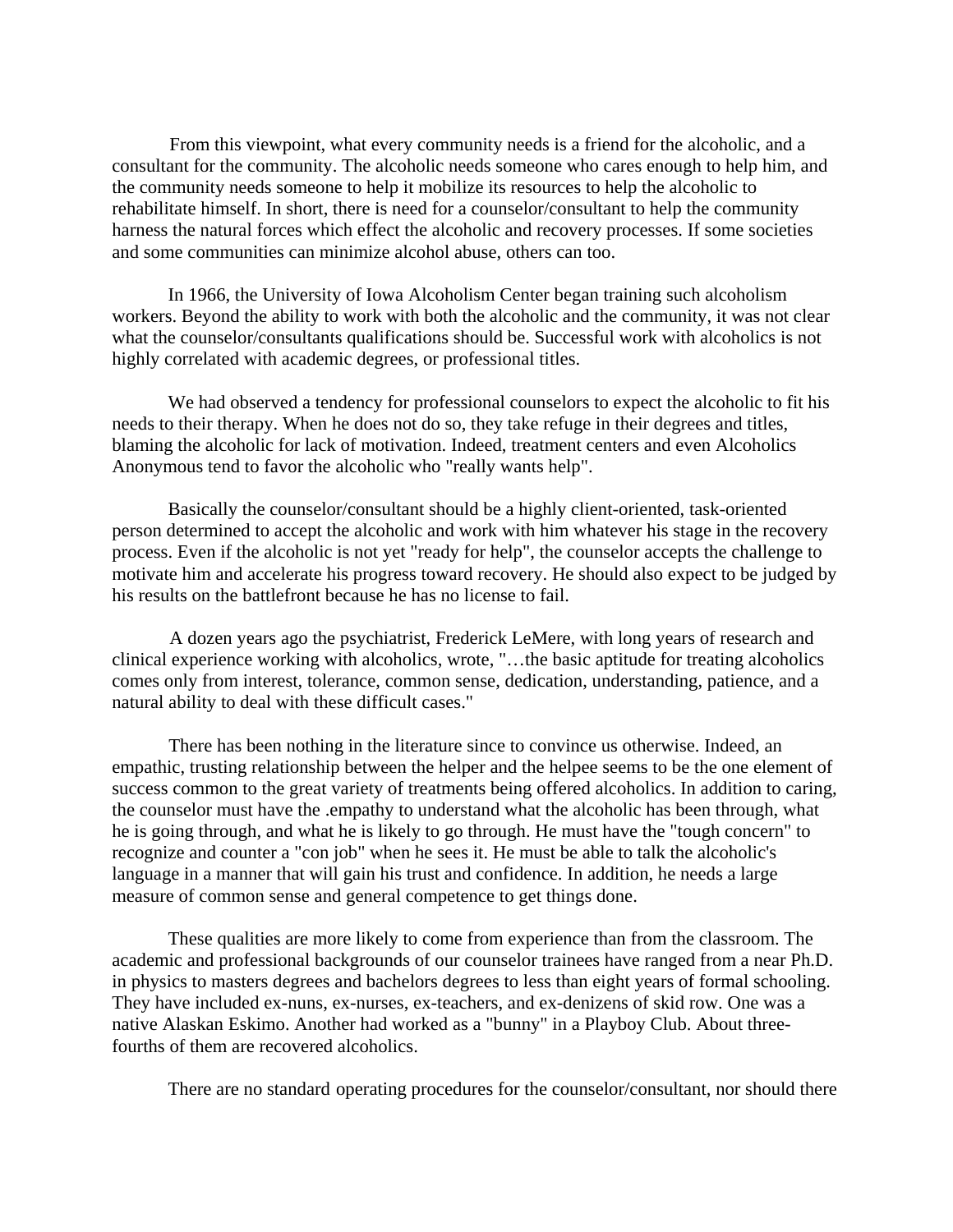From this viewpoint, what every community needs is a friend for the alcoholic, and a consultant for the community. The alcoholic needs someone who cares enough to help him, and the community needs someone to help it mobilize its resources to help the alcoholic to rehabilitate himself. In short, there is need for a counselor/consultant to help the community harness the natural forces which effect the alcoholic and recovery processes. If some societies and some communities can minimize alcohol abuse, others can too.

In 1966, the University of Iowa Alcoholism Center began training such alcoholism workers. Beyond the ability to work with both the alcoholic and the community, it was not clear what the counselor/consultants qualifications should be. Successful work with alcoholics is not highly correlated with academic degrees, or professional titles.

We had observed a tendency for professional counselors to expect the alcoholic to fit his needs to their therapy. When he does not do so, they take refuge in their degrees and titles, blaming the alcoholic for lack of motivation. Indeed, treatment centers and even Alcoholics Anonymous tend to favor the alcoholic who "really wants help".

Basically the counselor/consultant should be a highly client-oriented, task-oriented person determined to accept the alcoholic and work with him whatever his stage in the recovery process. Even if the alcoholic is not yet "ready for help", the counselor accepts the challenge to motivate him and accelerate his progress toward recovery. He should also expect to be judged by his results on the battlefront because he has no license to fail.

A dozen years ago the psychiatrist, Frederick LeMere, with long years of research and clinical experience working with alcoholics, wrote, "…the basic aptitude for treating alcoholics comes only from interest, tolerance, common sense, dedication, understanding, patience, and a natural ability to deal with these difficult cases."

There has been nothing in the literature since to convince us otherwise. Indeed, an empathic, trusting relationship between the helper and the helpee seems to be the one element of success common to the great variety of treatments being offered alcoholics. In addition to caring, the counselor must have the .empathy to understand what the alcoholic has been through, what he is going through, and what he is likely to go through. He must have the "tough concern" to recognize and counter a "con job" when he sees it. He must be able to talk the alcoholic's language in a manner that will gain his trust and confidence. In addition, he needs a large measure of common sense and general competence to get things done.

These qualities are more likely to come from experience than from the classroom. The academic and professional backgrounds of our counselor trainees have ranged from a near Ph.D. in physics to masters degrees and bachelors degrees to less than eight years of formal schooling. They have included ex-nuns, ex-nurses, ex-teachers, and ex-denizens of skid row. One was a native Alaskan Eskimo. Another had worked as a "bunny" in a Playboy Club. About three-fourths of them are recovered alcoholics.

There are no standard operating procedures for the counselor/consultant, nor should there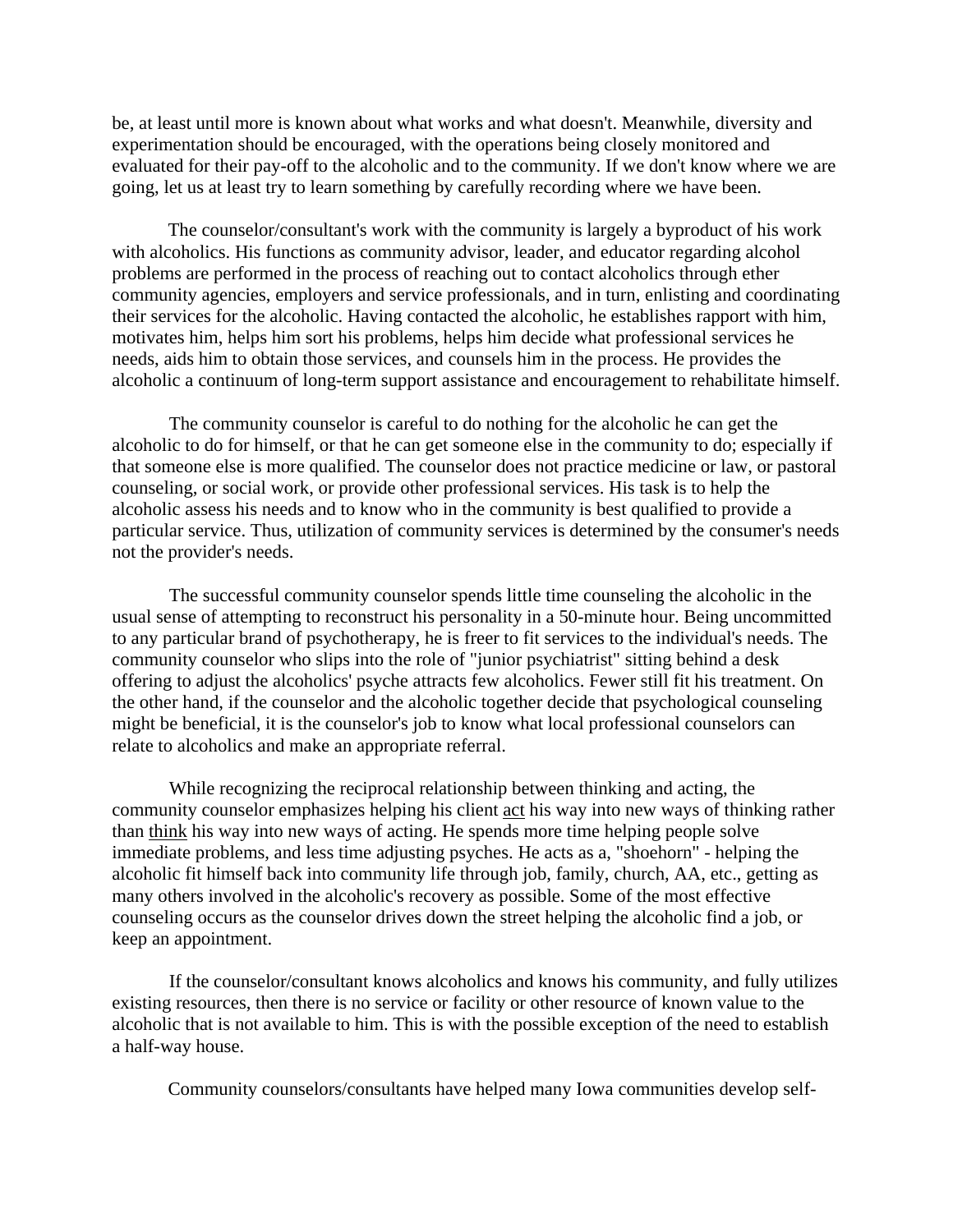be, at least until more is known about what works and what doesn't. Meanwhile, diversity and experimentation should be encouraged, with the operations being closely monitored and evaluated for their pay-off to the alcoholic and to the community. If we don't know where we are going, let us at least try to learn something by carefully recording where we have been.

The counselor/consultant's work with the community is largely a byproduct of his work with alcoholics. His functions as community advisor, leader, and educator regarding alcohol problems are performed in the process of reaching out to contact alcoholics through ether community agencies, employers and service professionals, and in turn, enlisting and coordinating their services for the alcoholic. Having contacted the alcoholic, he establishes rapport with him, motivates him, helps him sort his problems, helps him decide what professional services he needs, aids him to obtain those services, and counsels him in the process. He provides the alcoholic a continuum of long-term support assistance and encouragement to rehabilitate himself.

The community counselor is careful to do nothing for the alcoholic he can get the alcoholic to do for himself, or that he can get someone else in the community to do; especially if that someone else is more qualified. The counselor does not practice medicine or law, or pastoral counseling, or social work, or provide other professional services. His task is to help the alcoholic assess his needs and to know who in the community is best qualified to provide a particular service. Thus, utilization of community services is determined by the consumer's needs not the provider's needs.

The successful community counselor spends little time counseling the alcoholic in the usual sense of attempting to reconstruct his personality in a 50-minute hour. Being uncommitted to any particular brand of psychotherapy, he is freer to fit services to the individual's needs. The community counselor who slips into the role of "junior psychiatrist" sitting behind a desk offering to adjust the alcoholics' psyche attracts few alcoholics. Fewer still fit his treatment. On the other hand, if the counselor and the alcoholic together decide that psychological counseling might be beneficial, it is the counselor's job to know what local professional counselors can relate to alcoholics and make an appropriate referral.

While recognizing the reciprocal relationship between thinking and acting, the community counselor emphasizes helping his client <u>act</u> his way into new ways of thinking rather than <u>think</u> his way into new ways of acting. He spends more time helping people solve immediate problems, and less time adjusting psyches. He acts as a, "shoehorn" - helping the alcoholic fit himself back into community life through job, family, church, AA, etc., getting as many others involved in the alcoholic's recovery as possible. Some of the most effective counseling occurs as the counselor drives down the street helping the alcoholic find a job, or keep an appointment.

If the counselor/consultant knows alcoholics and knows his community, and fully utilizes existing resources, then there is no service or facility or other resource of known value to the alcoholic that is not available to him. This is with the possible exception of the need to establish a half-way house.

Community counselors/consultants have helped many Iowa communities develop self-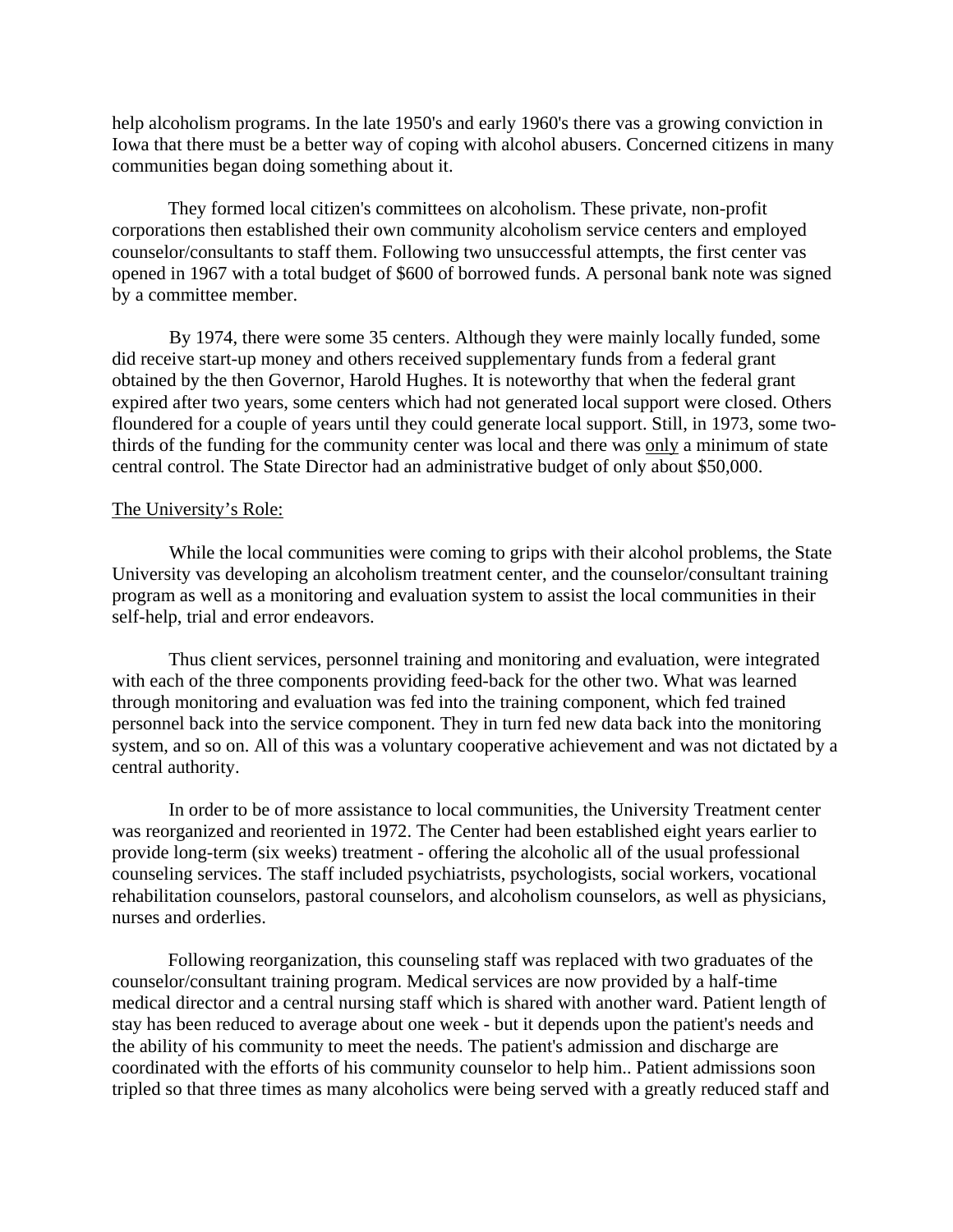help alcoholism programs. In the late 1950's and early 1960's there vas a growing conviction in Iowa that there must be a better way of coping with alcohol abusers. Concerned citizens in many communities began doing something about it.

They formed local citizen's committees on alcoholism. These private, non-profit corporations then established their own community alcoholism service centers and employed counselor/consultants to staff them. Following two unsuccessful attempts, the first center vas opened in 1967 with a total budget of $600 of borrowed funds. A personal bank note was signed by a committee member.

By 1974, there were some 35 centers. Although they were mainly locally funded, some did receive start-up money and others received supplementary funds from a federal grant obtained by the then Governor, Harold Hughes. It is noteworthy that when the federal grant expired after two years, some centers which had not generated local support were closed. Others floundered for a couple of years until they could generate local support. Still, in 1973, some two-thirds of the funding for the community center was local and there was <u>only</u> a minimum of state central control. The State Director had an administrative budget of only about $50,000.

<u>The University's Role:</u>

While the local communities were coming to grips with their alcohol problems, the State University vas developing an alcoholism treatment center, and the counselor/consultant training program as well as a monitoring and evaluation system to assist the local communities in their self-help, trial and error endeavors.

Thus client services, personnel training and monitoring and evaluation, were integrated with each of the three components providing feed-back for the other two. What was learned through monitoring and evaluation was fed into the training component, which fed trained personnel back into the service component. They in turn fed new data back into the monitoring system, and so on. All of this was a voluntary cooperative achievement and was not dictated by a central authority.

In order to be of more assistance to local communities, the University Treatment center was reorganized and reoriented in 1972. The Center had been established eight years earlier to provide long-term (six weeks) treatment - offering the alcoholic all of the usual professional counseling services. The staff included psychiatrists, psychologists, social workers, vocational rehabilitation counselors, pastoral counselors, and alcoholism counselors, as well as physicians, nurses and orderlies.

Following reorganization, this counseling staff was replaced with two graduates of the counselor/consultant training program. Medical services are now provided by a half-time medical director and a central nursing staff which is shared with another ward. Patient length of stay has been reduced to average about one week - but it depends upon the patient's needs and the ability of his community to meet the needs. The patient's admission and discharge are coordinated with the efforts of his community counselor to help him.. Patient admissions soon tripled so that three times as many alcoholics were being served with a greatly reduced staff and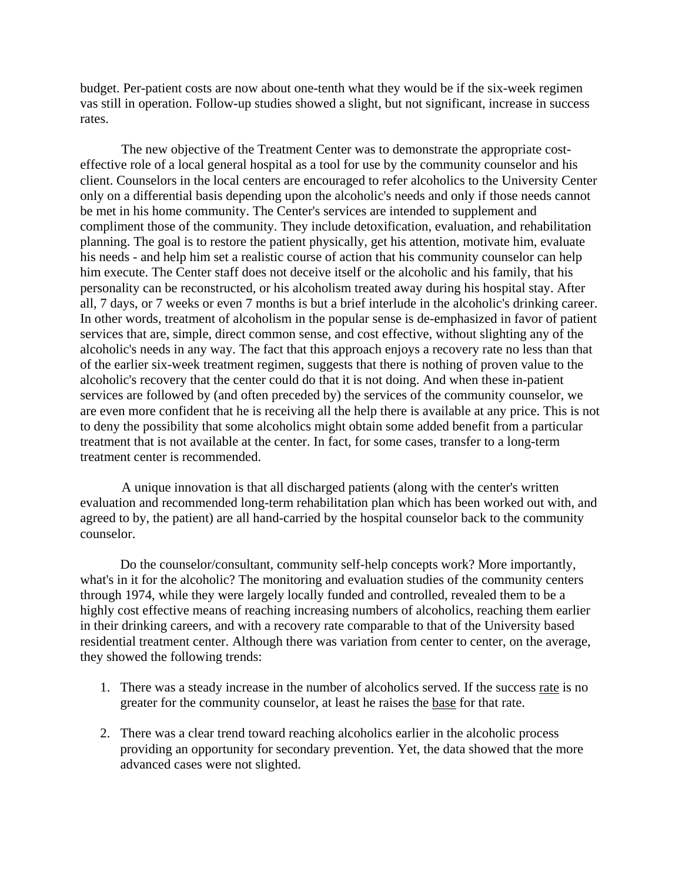budget. Per-patient costs are now about one-tenth what they would be if the six-week regimen vas still in operation. Follow-up studies showed a slight, but not significant, increase in success rates.

The new objective of the Treatment Center was to demonstrate the appropriate cost-effective role of a local general hospital as a tool for use by the community counselor and his client. Counselors in the local centers are encouraged to refer alcoholics to the University Center only on a differential basis depending upon the alcoholic's needs and only if those needs cannot be met in his home community. The Center's services are intended to supplement and compliment those of the community. They include detoxification, evaluation, and rehabilitation planning. The goal is to restore the patient physically, get his attention, motivate him, evaluate his needs - and help him set a realistic course of action that his community counselor can help him execute. The Center staff does not deceive itself or the alcoholic and his family, that his personality can be reconstructed, or his alcoholism treated away during his hospital stay. After all, 7 days, or 7 weeks or even 7 months is but a brief interlude in the alcoholic's drinking career. In other words, treatment of alcoholism in the popular sense is de-emphasized in favor of patient services that are, simple, direct common sense, and cost effective, without slighting any of the alcoholic's needs in any way. The fact that this approach enjoys a recovery rate no less than that of the earlier six-week treatment regimen, suggests that there is nothing of proven value to the alcoholic's recovery that the center could do that it is not doing. And when these in-patient services are followed by (and often preceded by) the services of the community counselor, we are even more confident that he is receiving all the help there is available at any price. This is not to deny the possibility that some alcoholics might obtain some added benefit from a particular treatment that is not available at the center. In fact, for some cases, transfer to a long-term treatment center is recommended.

A unique innovation is that all discharged patients (along with the center's written evaluation and recommended long-term rehabilitation plan which has been worked out with, and agreed to by, the patient) are all hand-carried by the hospital counselor back to the community counselor.

Do the counselor/consultant, community self-help concepts work? More importantly, what's in it for the alcoholic? The monitoring and evaluation studies of the community centers through 1974, while they were largely locally funded and controlled, revealed them to be a highly cost effective means of reaching increasing numbers of alcoholics, reaching them earlier in their drinking careers, and with a recovery rate comparable to that of the University based residential treatment center. Although there was variation from center to center, on the average, they showed the following trends:

1. There was a steady increase in the number of alcoholics served. If the success rate is no greater for the community counselor, at least he raises the base for that rate.

2. There was a clear trend toward reaching alcoholics earlier in the alcoholic process providing an opportunity for secondary prevention. Yet, the data showed that the more advanced cases were not slighted.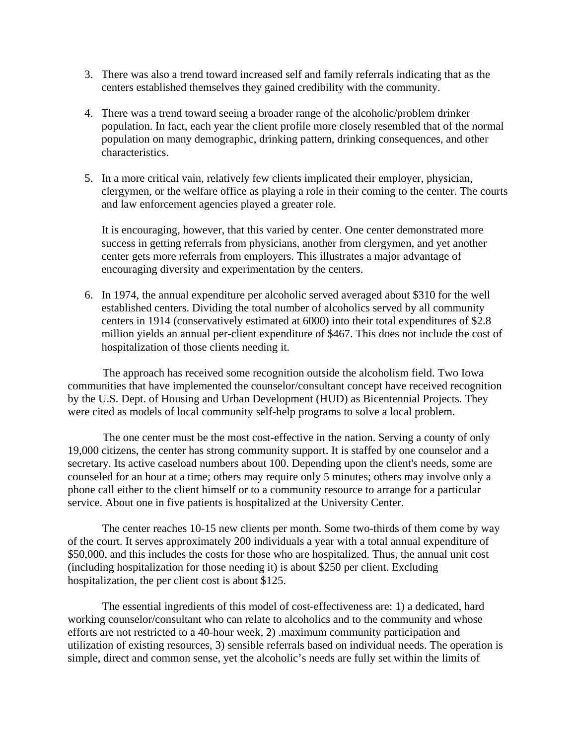3. There was also a trend toward increased self and family referrals indicating that as the centers established themselves they gained credibility with the community.

4. There was a trend toward seeing a broader range of the alcoholic/problem drinker population. In fact, each year the client profile more closely resembled that of the normal population on many demographic, drinking pattern, drinking consequences, and other characteristics.

5. In a more critical vain, relatively few clients implicated their employer, physician, clergymen, or the welfare office as playing a role in their coming to the center. The courts and law enforcement agencies played a greater role.

   It is encouraging, however, that this varied by center. One center demonstrated more success in getting referrals from physicians, another from clergymen, and yet another center gets more referrals from employers. This illustrates a major advantage of encouraging diversity and experimentation by the centers.

6. In 1974, the annual expenditure per alcoholic served averaged about $310 for the well established centers. Dividing the total number of alcoholics served by all community centers in 1914 (conservatively estimated at 6000) into their total expenditures of $2.8 million yields an annual per-client expenditure of $467. This does not include the cost of hospitalization of those clients needing it.

The approach has received some recognition outside the alcoholism field. Two Iowa communities that have implemented the counselor/consultant concept have received recognition by the U.S. Dept. of Housing and Urban Development (HUD) as Bicentennial Projects. They were cited as models of local community self-help programs to solve a local problem.

The one center must be the most cost-effective in the nation. Serving a county of only 19,000 citizens, the center has strong community support. It is staffed by one counselor and a secretary. Its active caseload numbers about 100. Depending upon the client's needs, some are counseled for an hour at a time; others may require only 5 minutes; others may involve only a phone call either to the client himself or to a community resource to arrange for a particular service. About one in five patients is hospitalized at the University Center.

The center reaches 10-15 new clients per month. Some two-thirds of them come by way of the court. It serves approximately 200 individuals a year with a total annual expenditure of $50,000, and this includes the costs for those who are hospitalized. Thus, the annual unit cost (including hospitalization for those needing it) is about $250 per client. Excluding hospitalization, the per client cost is about $125.

The essential ingredients of this model of cost-effectiveness are: 1) a dedicated, hard working counselor/consultant who can relate to alcoholics and to the community and whose efforts are not restricted to a 40-hour week, 2) .maximum community participation and utilization of existing resources, 3) sensible referrals based on individual needs. The operation is simple, direct and common sense, yet the alcoholic's needs are fully set within the limits of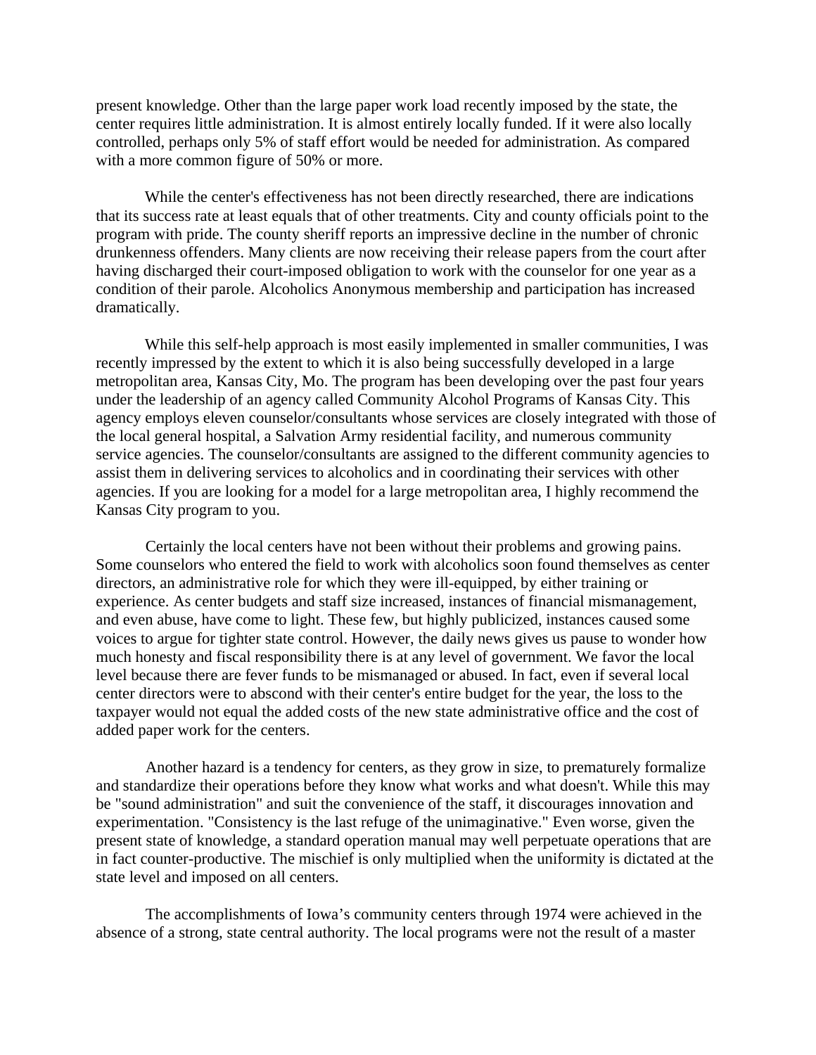present knowledge. Other than the large paper work load recently imposed by the state, the center requires little administration. It is almost entirely locally funded. If it were also locally controlled, perhaps only 5% of staff effort would be needed for administration. As compared with a more common figure of 50% or more.

While the center's effectiveness has not been directly researched, there are indications that its success rate at least equals that of other treatments. City and county officials point to the program with pride. The county sheriff reports an impressive decline in the number of chronic drunkenness offenders. Many clients are now receiving their release papers from the court after having discharged their court-imposed obligation to work with the counselor for one year as a condition of their parole. Alcoholics Anonymous membership and participation has increased dramatically.

While this self-help approach is most easily implemented in smaller communities, I was recently impressed by the extent to which it is also being successfully developed in a large metropolitan area, Kansas City, Mo. The program has been developing over the past four years under the leadership of an agency called Community Alcohol Programs of Kansas City. This agency employs eleven counselor/consultants whose services are closely integrated with those of the local general hospital, a Salvation Army residential facility, and numerous community service agencies. The counselor/consultants are assigned to the different community agencies to assist them in delivering services to alcoholics and in coordinating their services with other agencies. If you are looking for a model for a large metropolitan area, I highly recommend the Kansas City program to you.

Certainly the local centers have not been without their problems and growing pains. Some counselors who entered the field to work with alcoholics soon found themselves as center directors, an administrative role for which they were ill-equipped, by either training or experience. As center budgets and staff size increased, instances of financial mismanagement, and even abuse, have come to light. These few, but highly publicized, instances caused some voices to argue for tighter state control. However, the daily news gives us pause to wonder how much honesty and fiscal responsibility there is at any level of government. We favor the local level because there are fever funds to be mismanaged or abused. In fact, even if several local center directors were to abscond with their center's entire budget for the year, the loss to the taxpayer would not equal the added costs of the new state administrative office and the cost of added paper work for the centers.

Another hazard is a tendency for centers, as they grow in size, to prematurely formalize and standardize their operations before they know what works and what doesn't. While this may be "sound administration" and suit the convenience of the staff, it discourages innovation and experimentation. "Consistency is the last refuge of the unimaginative." Even worse, given the present state of knowledge, a standard operation manual may well perpetuate operations that are in fact counter-productive. The mischief is only multiplied when the uniformity is dictated at the state level and imposed on all centers.

The accomplishments of Iowa's community centers through 1974 were achieved in the absence of a strong, state central authority. The local programs were not the result of a master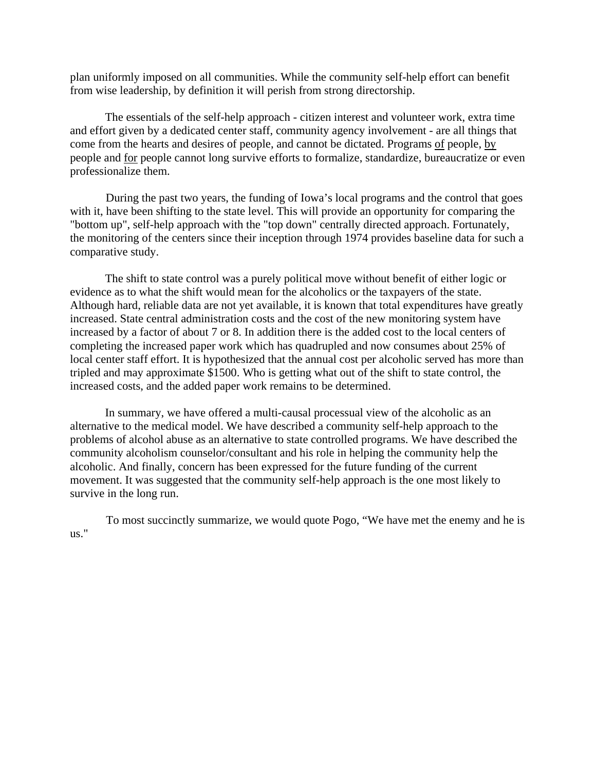plan uniformly imposed on all communities. While the community self-help effort can benefit from wise leadership, by definition it will perish from strong directorship.

The essentials of the self-help approach - citizen interest and volunteer work, extra time and effort given by a dedicated center staff, community agency involvement - are all things that come from the hearts and desires of people, and cannot be dictated. Programs <u>of</u> people, <u>by</u> people and <u>for</u> people cannot long survive efforts to formalize, standardize, bureaucratize or even professionalize them.

During the past two years, the funding of Iowa's local programs and the control that goes with it, have been shifting to the state level. This will provide an opportunity for comparing the "bottom up", self-help approach with the "top down" centrally directed approach. Fortunately, the monitoring of the centers since their inception through 1974 provides baseline data for such a comparative study.

The shift to state control was a purely political move without benefit of either logic or evidence as to what the shift would mean for the alcoholics or the taxpayers of the state. Although hard, reliable data are not yet available, it is known that total expenditures have greatly increased. State central administration costs and the cost of the new monitoring system have increased by a factor of about 7 or 8. In addition there is the added cost to the local centers of completing the increased paper work which has quadrupled and now consumes about 25% of local center staff effort. It is hypothesized that the annual cost per alcoholic served has more than tripled and may approximate $1500. Who is getting what out of the shift to state control, the increased costs, and the added paper work remains to be determined.

In summary, we have offered a multi-causal processual view of the alcoholic as an alternative to the medical model. We have described a community self-help approach to the problems of alcohol abuse as an alternative to state controlled programs. We have described the community alcoholism counselor/consultant and his role in helping the community help the alcoholic. And finally, concern has been expressed for the future funding of the current movement. It was suggested that the community self-help approach is the one most likely to survive in the long run.

To most succinctly summarize, we would quote Pogo, "We have met the enemy and he is us."